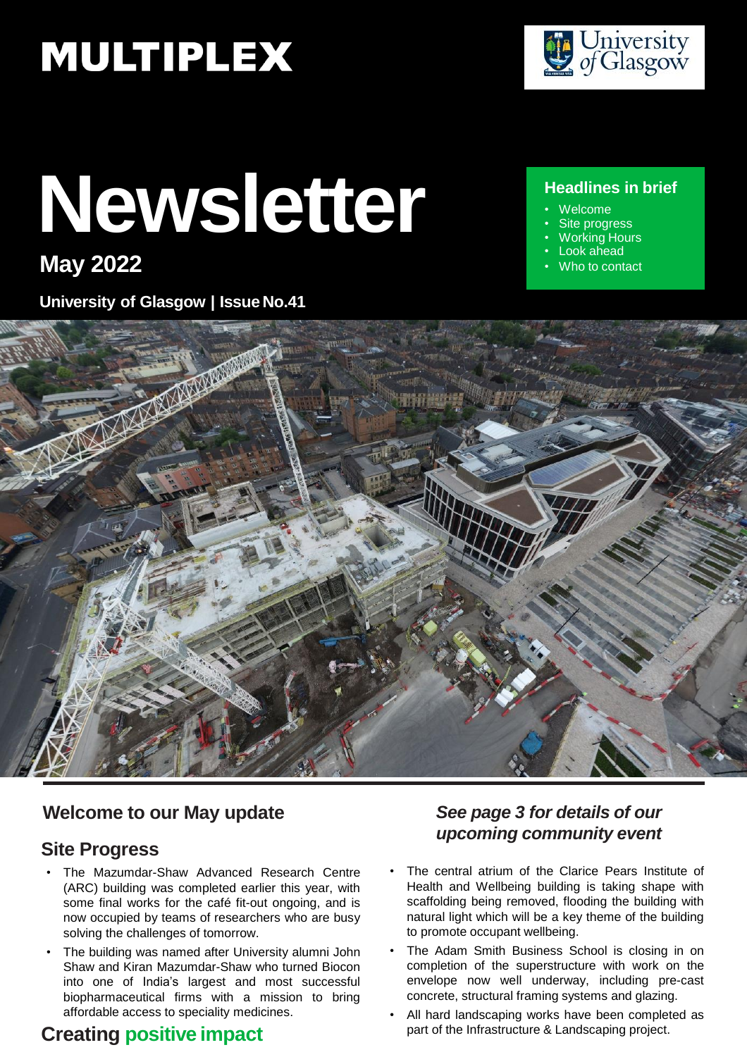MULTIPLEX

University of Glasgow

# Newsletter

**May 2022**

**University of Glasgow | Issue No.41**

### Headlines in brief

- Welcome
- Site progress
- Working Hours
- Look ahead
- Who to contact

## Welcome to our May update

## Site Progress

- The Mazumdar-Shaw Advanced Research Centre (ARC) building was completed earlier this year, with some final works for the café fit-out ongoing, and is now occupied by teams of researchers who are busy solving the challenges of tomorrow.
- The building was named after University alumni John Shaw and Kiran Mazumdar-Shaw who turned Biocon into one of India's largest and most successful biopharmaceutical firms with a mission to bring affordable access to speciality medicines.

## Creating positive impact

***See page 3 for details of our upcoming community event***

- The central atrium of the Clarice Pears Institute of Health and Wellbeing building is taking shape with scaffolding being removed, flooding the building with natural light which will be a key theme of the building to promote occupant wellbeing.
- The Adam Smith Business School is closing in on completion of the superstructure with work on the envelope now well underway, including pre-cast concrete, structural framing systems and glazing.
- All hard landscaping works have been completed as part of the Infrastructure & Landscaping project.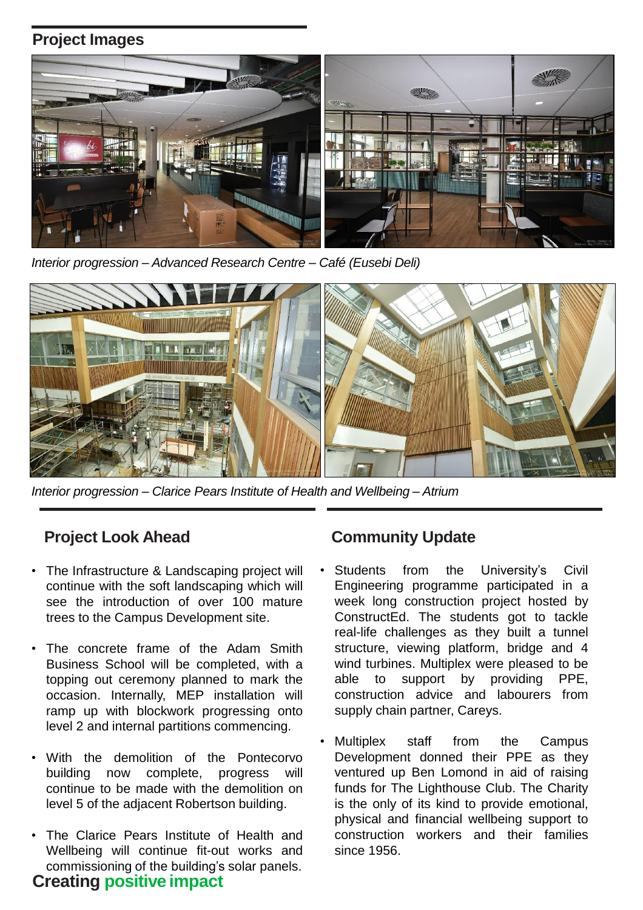## Project Images

*Interior progression – Advanced Research Centre – Café (Eusebi Deli)*

*Interior progression – Clarice Pears Institute of Health and Wellbeing – Atrium*

## Project Look Ahead

- The Infrastructure & Landscaping project will continue with the soft landscaping which will see the introduction of over 100 mature trees to the Campus Development site.
- The concrete frame of the Adam Smith Business School will be completed, with a topping out ceremony planned to mark the occasion. Internally, MEP installation will ramp up with blockwork progressing onto level 2 and internal partitions commencing.
- With the demolition of the Pontecorvo building now complete, progress will continue to be made with the demolition on level 5 of the adjacent Robertson building.
- The Clarice Pears Institute of Health and Wellbeing will continue fit-out works and commissioning of the building's solar panels.

## Community Update

- Students from the University's Civil Engineering programme participated in a week long construction project hosted by ConstructEd. The students got to tackle real-life challenges as they built a tunnel structure, viewing platform, bridge and 4 wind turbines. Multiplex were pleased to be able to support by providing PPE, construction advice and labourers from supply chain partner, Careys.
- Multiplex staff from the Campus Development donned their PPE as they ventured up Ben Lomond in aid of raising funds for The Lighthouse Club. The Charity is the only of its kind to provide emotional, physical and financial wellbeing support to construction workers and their families since 1956.

**Creating positive impact**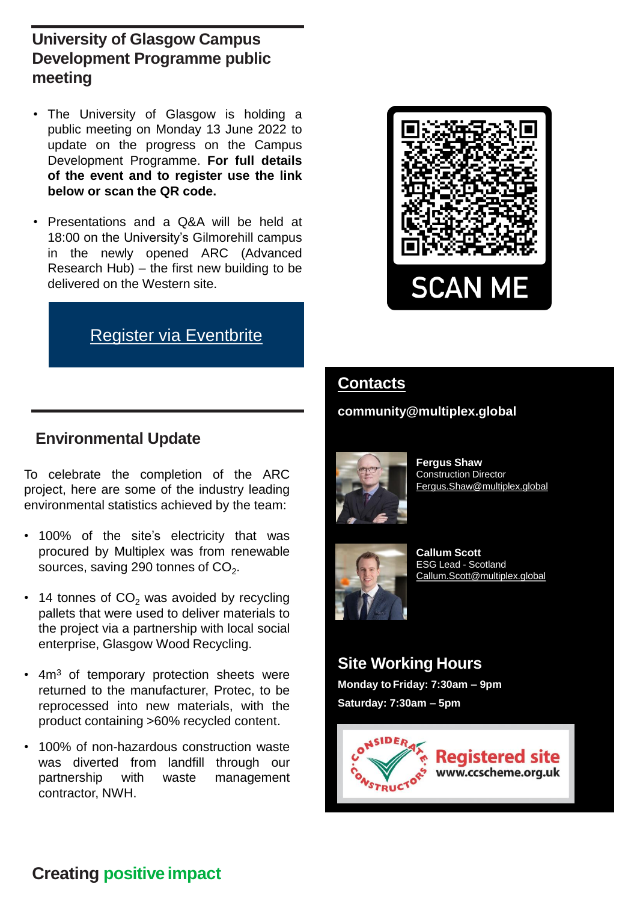## University of Glasgow Campus Development Programme public meeting

- The University of Glasgow is holding a public meeting on Monday 13 June 2022 to update on the progress on the Campus Development Programme. **For full details of the event and to register use the link below or scan the QR code.**
- Presentations and a Q&A will be held at 18:00 on the University's Gilmorehill campus in the newly opened ARC (Advanced Research Hub) – the first new building to be delivered on the Western site.

Register via Eventbrite

SCAN ME

## Environmental Update

To celebrate the completion of the ARC project, here are some of the industry leading environmental statistics achieved by the team:

- 100% of the site's electricity that was procured by Multiplex was from renewable sources, saving 290 tonnes of $CO_2$.
- 14 tonnes of $CO_2$ was avoided by recycling pallets that were used to deliver materials to the project via a partnership with local social enterprise, Glasgow Wood Recycling.
- $4m^3$ of temporary protection sheets were returned to the manufacturer, Protec, to be reprocessed into new materials, with the product containing >60% recycled content.
- 100% of non-hazardous construction waste was diverted from landfill through our partnership with waste management contractor, NWH.

## Contacts

**community@multiplex.global**

**Fergus Shaw**
Construction Director
Fergus.Shaw@multiplex.global

**Callum Scott**
ESG Lead - Scotland
Callum.Scott@multiplex.global

## Site Working Hours

**Monday to Friday: 7:30am – 9pm**

**Saturday: 7:30am – 5pm**

Considerate Constructors Registered site www.ccscheme.org.uk

**Creating positive impact**